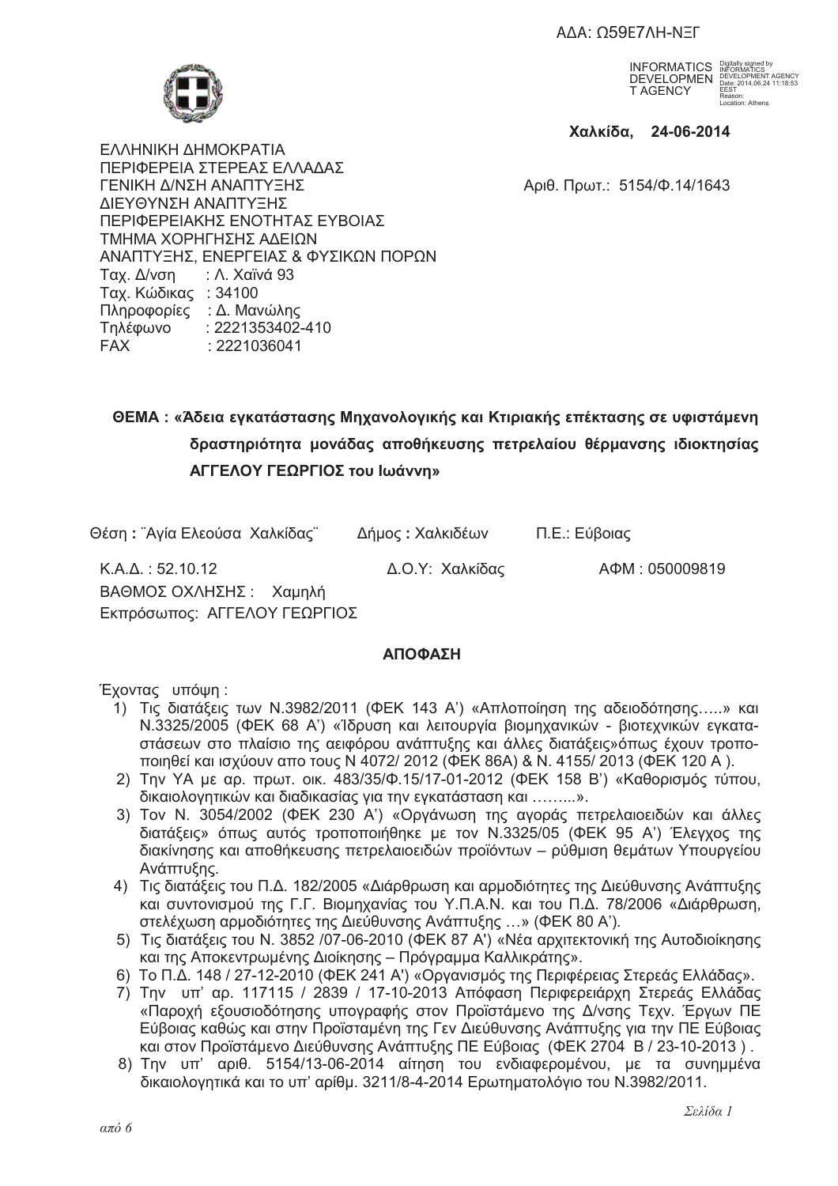ΑΔΑ: Ω59Ε7ΛΗ-ΝΞΓ

INFORMATICS DEVELOPMENT AGENCY Digitally signed by INFORMATICS DEVELOPMENT AGENCY Date: 2014.06.24 11:18:53 EEST Reason: Location: Athens

**Χαλκίδα, 24-06-2014**

ΕΛΛΗΝΙΚΗ ΔΗΜΟΚΡΑΤΙΑ
ΠΕΡΙΦΕΡΕΙΑ ΣΤΕΡΕΑΣ ΕΛΛΑΔΑΣ
ΓΕΝΙΚΗ Δ/ΝΣΗ ΑΝΑΠΤΥΞΗΣ
ΔΙΕΥΘΥΝΣΗ ΑΝΑΠΤΥΞΗΣ
ΠΕΡΙΦΕΡΕΙΑΚΗΣ ΕΝΟΤΗΤΑΣ ΕΥΒΟΙΑΣ
ΤΜΗΜΑ ΧΟΡΗΓΗΣΗΣ ΑΔΕΙΩΝ
ΑΝΑΠΤΥΞΗΣ, ΕΝΕΡΓΕΙΑΣ & ΦΥΣΙΚΩΝ ΠΟΡΩΝ
Ταχ. Δ/νση : Λ. Χαϊνά 93
Ταχ. Κώδικας : 34100
Πληροφορίες : Δ. Μανώλης
Τηλέφωνο : 2221353402-410
FAX : 2221036041

Αριθ. Πρωτ.: 5154/Φ.14/1643

**ΘΕΜΑ : «Άδεια εγκατάστασης Μηχανολογικής και Κτιριακής επέκτασης σε υφιστάμενη δραστηριότητα μονάδας αποθήκευσης πετρελαίου θέρμανσης ιδιοκτησίας ΑΓΓΕΛΟΥ ΓΕΩΡΓΙΟΣ του Ιωάννη»**

Θέση **:** ¨Αγία Ελεούσα Χαλκίδας¨ Δήμος **:** Χαλκιδέων Π.Ε.: Εύβοιας

Κ.Α.Δ. : 52.10.12 Δ.Ο.Υ: Χαλκίδας ΑΦΜ : 050009819

ΒΑΘΜΟΣ ΟΧΛΗΣΗΣ : Χαμηλή

Εκπρόσωπος: ΑΓΓΕΛΟΥ ΓΕΩΡΓΙΟΣ

## ΑΠΟΦΑΣΗ

Έχοντας υπόψη :

1) Τις διατάξεις των Ν.3982/2011 (ΦΕΚ 143 Α') «Απλοποίηση της αδειοδότησης…..» και Ν.3325/2005 (ΦΕΚ 68 Α') «Ίδρυση και λειτουργία βιομηχανικών - βιοτεχνικών εγκαταστάσεων στο πλαίσιο της αειφόρου ανάπτυξης και άλλες διατάξεις»όπως έχουν τροποποιηθεί και ισχύουν απο τους Ν 4072/ 2012 (ΦΕΚ 86Α) & Ν. 4155/ 2013 (ΦΕΚ 120 Α ).
2) Την ΥΑ με αρ. πρωτ. οικ. 483/35/Φ.15/17-01-2012 (ΦΕΚ 158 Β') «Καθορισμός τύπου, δικαιολογητικών και διαδικασίας για την εγκατάσταση και ……...».
3) Τον Ν. 3054/2002 (ΦΕΚ 230 Α') «Οργάνωση της αγοράς πετρελαιοειδών και άλλες διατάξεις» όπως αυτός τροποποιήθηκε με τον Ν.3325/05 (ΦΕΚ 95 Α') Έλεγχος της διακίνησης και αποθήκευσης πετρελαιοειδών προϊόντων – ρύθμιση θεμάτων Υπουργείου Ανάπτυξης.
4) Τις διατάξεις του Π.Δ. 182/2005 «Διάρθρωση και αρμοδιότητες της Διεύθυνσης Ανάπτυξης και συντονισμού της Γ.Γ. Βιομηχανίας του Υ.Π.Α.Ν. και του Π.Δ. 78/2006 «Διάρθρωση, στελέχωση αρμοδιότητες της Διεύθυνσης Ανάπτυξης …» (ΦΕΚ 80 Α').
5) Τις διατάξεις του Ν. 3852 /07-06-2010 (ΦΕΚ 87 Α') «Νέα αρχιτεκτονική της Αυτοδιοίκησης και της Αποκεντρωμένης Διοίκησης – Πρόγραμμα Καλλικράτης».
6) Το Π.Δ. 148 / 27-12-2010 (ΦΕΚ 241 Α') «Οργανισμός της Περιφέρειας Στερεάς Ελλάδας».
7) Την υπ' αρ. 117115 / 2839 / 17-10-2013 Απόφαση Περιφερειάρχη Στερεάς Ελλάδας «Παροχή εξουσιοδότησης υπογραφής στον Προϊστάμενο της Δ/νσης Τεχν. Έργων ΠΕ Εύβοιας καθώς και στην Προϊσταμένη της Γεν Διεύθυνσης Ανάπτυξης για την ΠΕ Εύβοιας και στον Προϊστάμενο Διεύθυνσης Ανάπτυξης ΠΕ Εύβοιας (ΦΕΚ 2704 Β / 23-10-2013 ) .
8) Την υπ' αριθ. 5154/13-06-2014 αίτηση του ενδιαφερομένου, με τα συνημμένα δικαιολογητικά και το υπ' αρίθμ. 3211/8-4-2014 Ερωτηματολόγιο του Ν.3982/2011.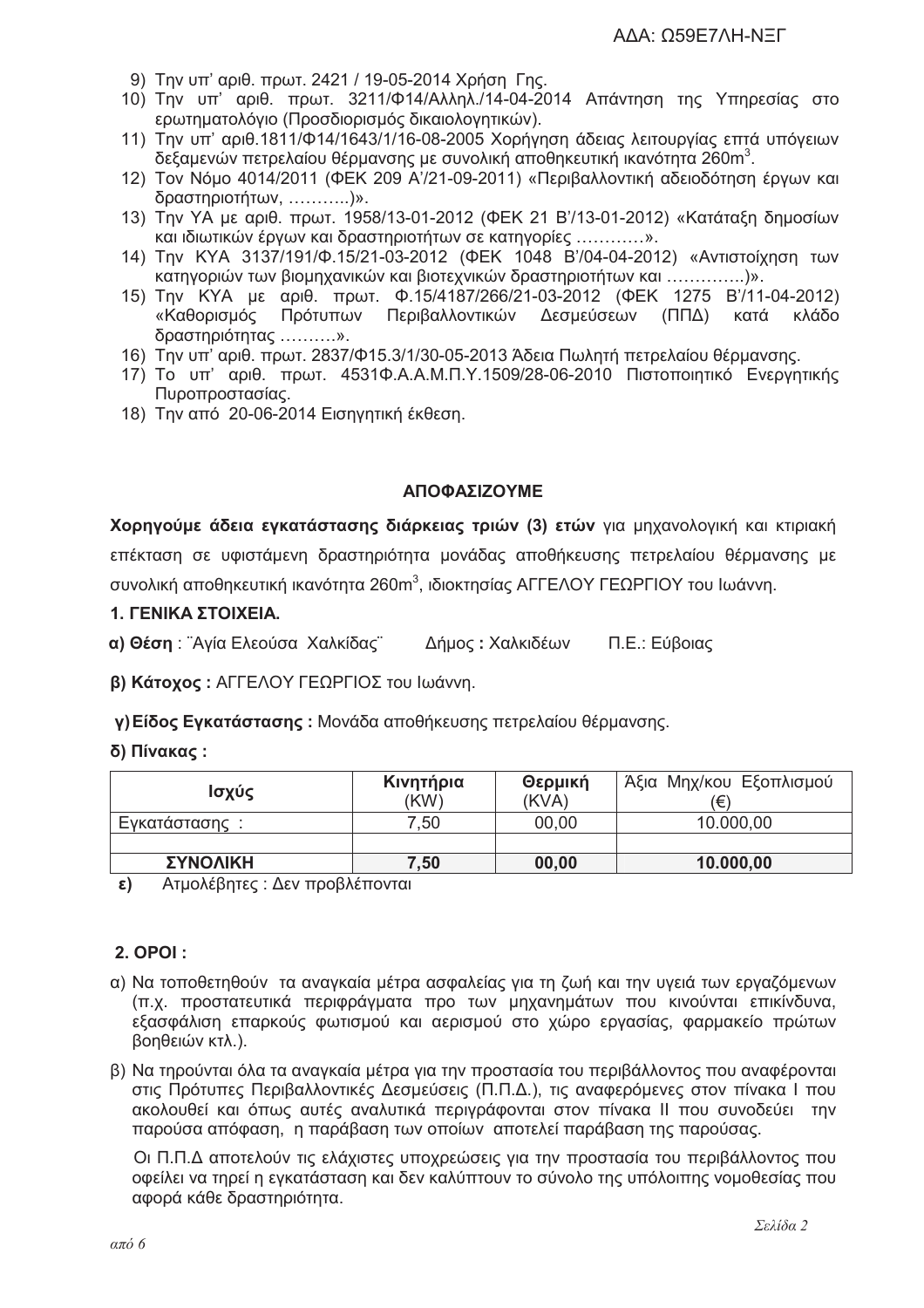9) Την υπ' αριθ. πρωτ. 2421 / 19-05-2014 Χρήση Γης.
10) Την υπ' αριθ. πρωτ. 3211/Φ14/Αλληλ./14-04-2014 Απάντηση της Υπηρεσίας στο ερωτηματολόγιο (Προσδιορισμός δικαιολογητικών).
11) Την υπ' αριθ.1811/Φ14/1643/1/16-08-2005 Χορήγηση άδειας λειτουργίας επτά υπόγειων δεξαμενών πετρελαίου θέρμανσης με συνολική αποθηκευτική ικανότητα 260m$^3$.
12) Τον Νόμο 4014/2011 (ΦΕΚ 209 Α'/21-09-2011) «Περιβαλλοντική αδειοδότηση έργων και δραστηριοτήτων, ………..)».
13) Την ΥΑ με αριθ. πρωτ. 1958/13-01-2012 (ΦΕΚ 21 Β'/13-01-2012) «Κατάταξη δημοσίων και ιδιωτικών έργων και δραστηριοτήτων σε κατηγορίες …………».
14) Την ΚΥΑ 3137/191/Φ.15/21-03-2012 (ΦΕΚ 1048 Β'/04-04-2012) «Αντιστοίχηση των κατηγοριών των βιομηχανικών και βιοτεχνικών δραστηριοτήτων και …………..)».
15) Την ΚΥΑ με αριθ. πρωτ. Φ.15/4187/266/21-03-2012 (ΦΕΚ 1275 Β'/11-04-2012) «Καθορισμός Πρότυπων Περιβαλλοντικών Δεσμεύσεων (ΠΠΔ) κατά κλάδο δραστηριότητας ……….».
16) Την υπ' αριθ. πρωτ. 2837/Φ15.3/1/30-05-2013 Άδεια Πωλητή πετρελαίου θέρμανσης.
17) Το υπ' αριθ. πρωτ. 4531Φ.Α.Α.Μ.Π.Υ.1509/28-06-2010 Πιστοποιητικό Ενεργητικής Πυροπροστασίας.
18) Την από 20-06-2014 Εισηγητική έκθεση.

### ΑΠΟΦΑΣΙΖΟΥΜΕ

**Χορηγούμε άδεια εγκατάστασης διάρκειας τριών (3) ετών** για μηχανολογική και κτιριακή επέκταση σε υφιστάμενη δραστηριότητα μονάδας αποθήκευσης πετρελαίου θέρμανσης με συνολική αποθηκευτική ικανότητα 260m$^3$, ιδιοκτησίας ΑΓΓΕΛΟΥ ΓΕΩΡΓΙΟΥ του Ιωάννη.

**1. ΓΕΝΙΚΑ ΣΤΟΙΧΕΙΑ.**

**α) Θέση** : ¨Αγία Ελεούσα Χαλκίδας¨ Δήμος **:** Χαλκιδέων Π.Ε.: Εύβοιας

**β) Κάτοχος :** ΑΓΓΕΛΟΥ ΓΕΩΡΓΙΟΣ του Ιωάννη.

**γ) Είδος Εγκατάστασης :** Μονάδα αποθήκευσης πετρελαίου θέρμανσης.

**δ) Πίνακας :**

| Ισχύς | Κινητήρια (KW) | Θερμική (KVA) | Άξια Μηχ/κου Εξοπλισμού (€) |
|---|---|---|---|
| Εγκατάστασης : | 7,50 | 00,00 | 10.000,00 |
| | | | |
| **ΣΥΝΟΛΙΚΗ** | **7,50** | **00,00** | **10.000,00** |

**ε)** Ατμολέβητες : Δεν προβλέπονται

**2. ΟΡΟΙ :**

α) Να τοποθετηθούν τα αναγκαία μέτρα ασφαλείας για τη ζωή και την υγειά των εργαζόμενων (π.χ. προστατευτικά περιφράγματα προ των μηχανημάτων που κινούνται επικίνδυνα, εξασφάλιση επαρκούς φωτισμού και αερισμού στο χώρο εργασίας, φαρμακείο πρώτων βοηθειών κτλ.).

β) Να τηρούνται όλα τα αναγκαία μέτρα για την προστασία του περιβάλλοντος που αναφέρονται στις Πρότυπες Περιβαλλοντικές Δεσμεύσεις (Π.Π.Δ.), τις αναφερόμενες στον πίνακα Ι που ακολουθεί και όπως αυτές αναλυτικά περιγράφονται στον πίνακα ΙΙ που συνοδεύει την παρούσα απόφαση, η παράβαση των οποίων αποτελεί παράβαση της παρούσας.

Οι Π.Π.Δ αποτελούν τις ελάχιστες υποχρεώσεις για την προστασία του περιβάλλοντος που οφείλει να τηρεί η εγκατάσταση και δεν καλύπτουν το σύνολο της υπόλοιπης νομοθεσίας που αφορά κάθε δραστηριότητα.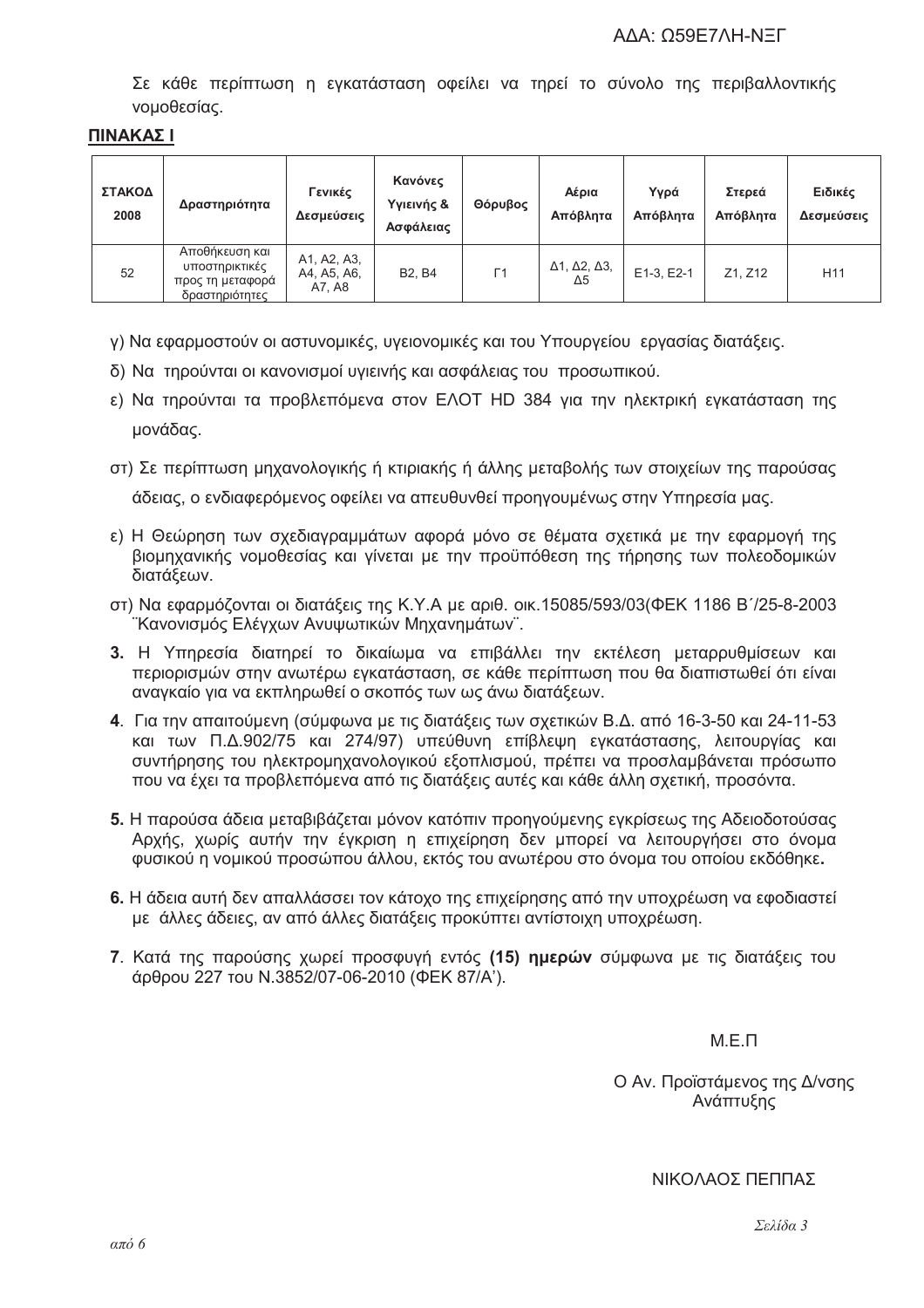Σε κάθε περίπτωση η εγκατάσταση οφείλει να τηρεί το σύνολο της περιβαλλοντικής νομοθεσίας.

**ΠΙΝΑΚΑΣ Ι**

| ΣΤΑΚΟΔ 2008 | Δραστηριότητα | Γενικές Δεσμεύσεις | Κανόνες Υγιεινής & Ασφάλειας | Θόρυβος | Αέρια Απόβλητα | Υγρά Απόβλητα | Στερεά Απόβλητα | Ειδικές Δεσμεύσεις |
|---|---|---|---|---|---|---|---|---|
| 52 | Αποθήκευση και υποστηρικτικές προς τη μεταφορά δραστηριότητες | Α1, Α2, Α3, Α4, Α5, Α6, Α7, Α8 | Β2, Β4 | Γ1 | Δ1, Δ2, Δ3, Δ5 | Ε1-3, Ε2-1 | Ζ1, Ζ12 | Η11 |

γ) Να εφαρμοστούν οι αστυνομικές, υγειονομικές και του Υπουργείου εργασίας διατάξεις.

δ) Να τηρούνται οι κανονισμοί υγιεινής και ασφάλειας του προσωπικού.

ε) Να τηρούνται τα προβλεπόμενα στον ΕΛΟΤ HD 384 για την ηλεκτρική εγκατάσταση της μονάδας.

στ) Σε περίπτωση μηχανολογικής ή κτιριακής ή άλλης μεταβολής των στοιχείων της παρούσας άδειας, ο ενδιαφερόμενος οφείλει να απευθυνθεί προηγουμένως στην Υπηρεσία μας.

ε) Η Θεώρηση των σχεδιαγραμμάτων αφορά μόνο σε θέματα σχετικά με την εφαρμογή της βιομηχανικής νομοθεσίας και γίνεται με την προϋπόθεση της τήρησης των πολεοδομικών διατάξεων.

στ) Να εφαρμόζονται οι διατάξεις της Κ.Υ.Α με αριθ. οικ.15085/593/03(ΦΕΚ 1186 Β΄/25-8-2003 ¨Κανονισμός Ελέγχων Ανυψωτικών Μηχανημάτων¨.

**3.** Η Υπηρεσία διατηρεί το δικαίωμα να επιβάλλει την εκτέλεση μεταρρυθμίσεων και περιορισμών στην ανωτέρω εγκατάσταση, σε κάθε περίπτωση που θα διαπιστωθεί ότι είναι αναγκαίο για να εκπληρωθεί ο σκοπός των ως άνω διατάξεων.

**4**. Για την απαιτούμενη (σύμφωνα με τις διατάξεις των σχετικών Β.Δ. από 16-3-50 και 24-11-53 και των Π.Δ.902/75 και 274/97) υπεύθυνη επίβλεψη εγκατάστασης, λειτουργίας και συντήρησης του ηλεκτρομηχανολογικού εξοπλισμού, πρέπει να προσλαμβάνεται πρόσωπο που να έχει τα προβλεπόμενα από τις διατάξεις αυτές και κάθε άλλη σχετική, προσόντα.

**5.** Η παρούσα άδεια μεταβιβάζεται μόνον κατόπιν προηγούμενης εγκρίσεως της Αδειοδοτούσας Αρχής, χωρίς αυτήν την έγκριση η επιχείρηση δεν μπορεί να λειτουργήσει στο όνομα φυσικού η νομικού προσώπου άλλου, εκτός του ανωτέρου στο όνομα του οποίου εκδόθηκε**.**

**6.** Η άδεια αυτή δεν απαλλάσσει τον κάτοχο της επιχείρησης από την υποχρέωση να εφοδιαστεί με άλλες άδειες, αν από άλλες διατάξεις προκύπτει αντίστοιχη υποχρέωση.

**7**. Κατά της παρούσης χωρεί προσφυγή εντός **(15) ημερών** σύμφωνα με τις διατάξεις του άρθρου 227 του Ν.3852/07-06-2010 (ΦΕΚ 87/Α').

Μ.Ε.Π

Ο Αν. Προϊστάμενος της Δ/νσης Ανάπτυξης

ΝΙΚΟΛΑΟΣ ΠΕΠΠΑΣ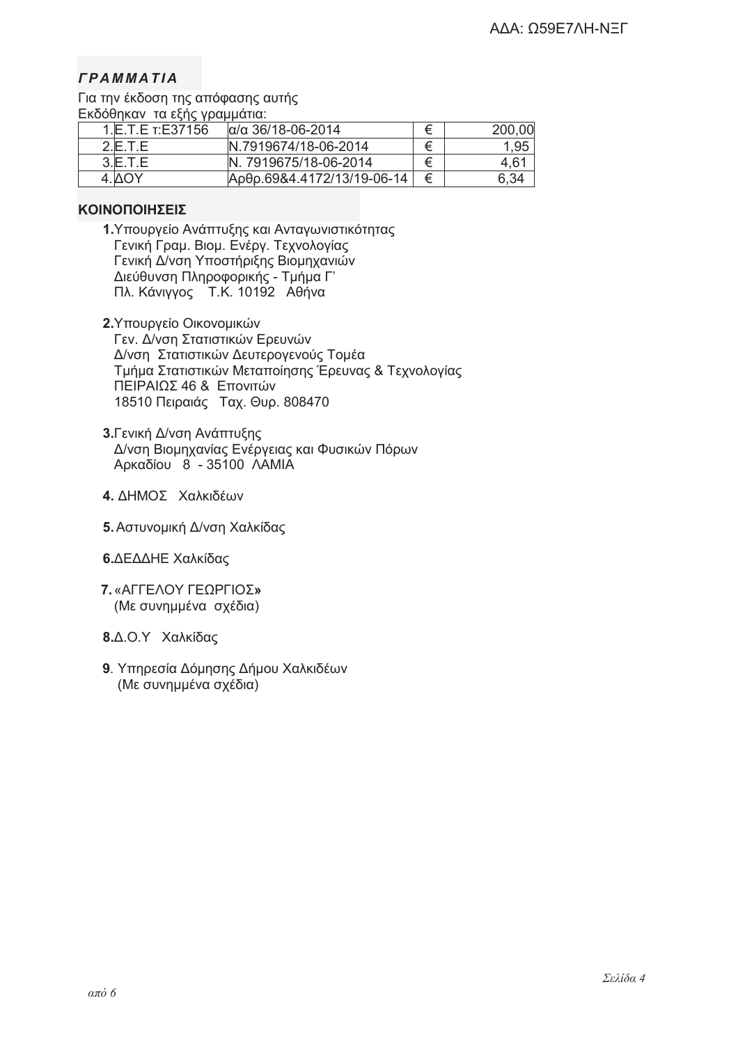ΑΔΑ: Ω59Ε7ΛΗ-ΝΞΓ

### *ΓΡΑΜΜΑΤΙΑ*

Για την έκδοση της απόφασης αυτής
Εκδόθηκαν τα εξής γραμμάτια:

| | | | |
|---|---|---|---|
| 1.Ε.Τ.Ε τ:Ε37156 | α/α 36/18-06-2014 | € | 200,00 |
| 2.Ε.Τ.Ε | Ν.7919674/18-06-2014 | € | 1,95 |
| 3.Ε.Τ.Ε | Ν. 7919675/18-06-2014 | € | 4,61 |
| 4.ΔΟΥ | Αρθρ.69&4.4172/13/19-06-14 | € | 6,34 |

### ΚΟΙΝΟΠΟΙΗΣΕΙΣ

**1.**Υπουργείο Ανάπτυξης και Ανταγωνιστικότητας
Γενική Γραμ. Βιομ. Ενέργ. Τεχνολογίας
Γενική Δ/νση Υποστήριξης Βιομηχανιών
Διεύθυνση Πληροφορικής - Τμήμα Γ'
Πλ. Κάνιγγος Τ.Κ. 10192 Αθήνα

**2.**Υπουργείο Οικονομικών
Γεν. Δ/νση Στατιστικών Ερευνών
Δ/νση Στατιστικών Δευτερογενούς Τομέα
Τμήμα Στατιστικών Μεταποίησης Έρευνας & Τεχνολογίας
ΠΕΙΡΑΙΩΣ 46 & Επονιτών
18510 Πειραιάς Ταχ. Θυρ. 808470

**3.**Γενική Δ/νση Ανάπτυξης
Δ/νση Βιομηχανίας Ενέργειας και Φυσικών Πόρων
Αρκαδίου 8 - 35100 ΛΑΜΙΑ

**4.** ΔΗΜΟΣ Χαλκιδέων

**5.** Αστυνομική Δ/νση Χαλκίδας

**6.**ΔΕΔΔΗΕ Χαλκίδας

**7.** «ΑΓΓΕΛΟΥ ΓΕΩΡΓΙΟΣ**»**
(Με συνημμένα σχέδια)

**8.**Δ.Ο.Υ Χαλκίδας

**9**. Υπηρεσία Δόμησης Δήμου Χαλκιδέων
(Με συνημμένα σχέδια)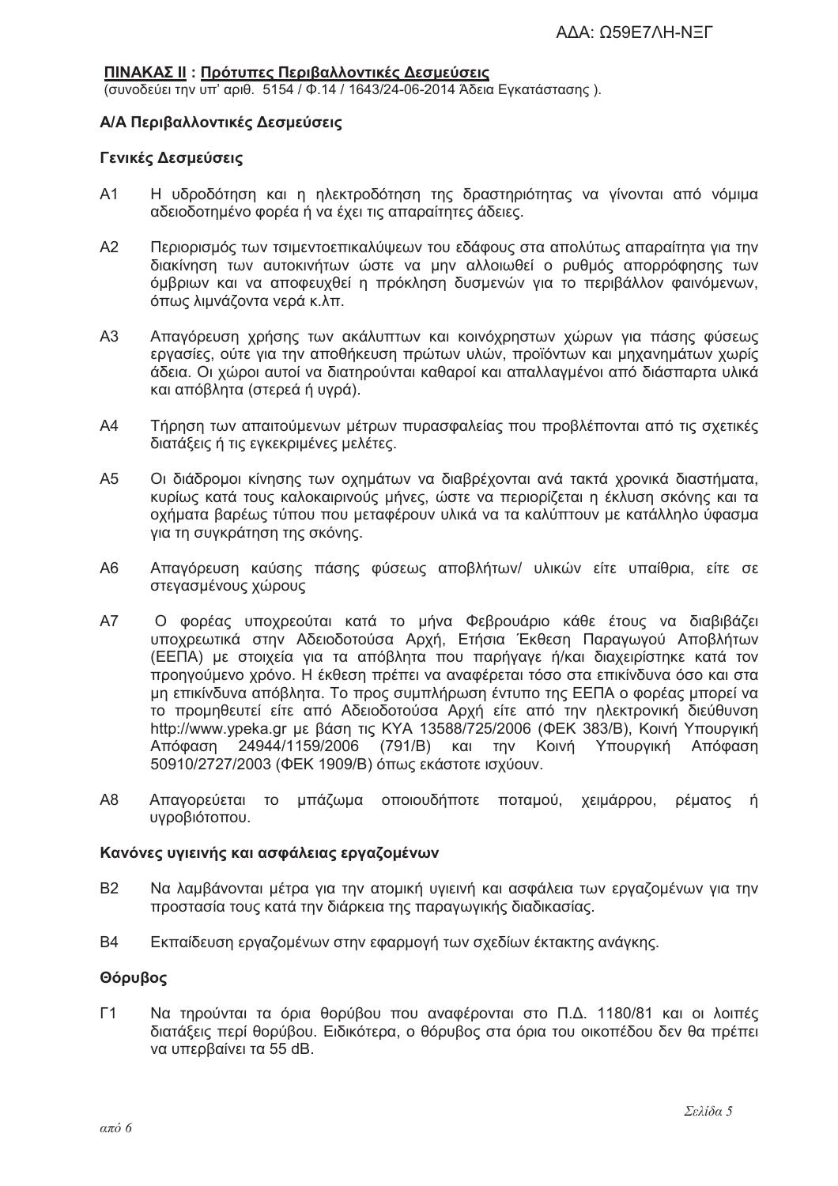**ΠΙΝΑΚΑΣ ΙΙ : Πρότυπες Περιβαλλοντικές Δεσμεύσεις**
(συνοδεύει την υπ' αριθ. 5154 / Φ.14 / 1643/24-06-2014 Άδεια Εγκατάστασης ).

**Α/Α Περιβαλλοντικές Δεσμεύσεις**

**Γενικές Δεσμεύσεις**

Α1 Η υδροδότηση και η ηλεκτροδότηση της δραστηριότητας να γίνονται από νόμιμα αδειοδοτημένο φορέα ή να έχει τις απαραίτητες άδειες.

Α2 Περιορισμός των τσιμεντοεπικαλύψεων του εδάφους στα απολύτως απαραίτητα για την διακίνηση των αυτοκινήτων ώστε να μην αλλοιωθεί ο ρυθμός απορρόφησης των όμβριων και να αποφευχθεί η πρόκληση δυσμενών για το περιβάλλον φαινόμενων, όπως λιμνάζοντα νερά κ.λπ.

Α3 Απαγόρευση χρήσης των ακάλυπτων και κοινόχρηστων χώρων για πάσης φύσεως εργασίες, ούτε για την αποθήκευση πρώτων υλών, προϊόντων και μηχανημάτων χωρίς άδεια. Οι χώροι αυτοί να διατηρούνται καθαροί και απαλλαγμένοι από διάσπαρτα υλικά και απόβλητα (στερεά ή υγρά).

Α4 Τήρηση των απαιτούμενων μέτρων πυρασφαλείας που προβλέπονται από τις σχετικές διατάξεις ή τις εγκεκριμένες μελέτες.

Α5 Οι διάδρομοι κίνησης των οχημάτων να διαβρέχονται ανά τακτά χρονικά διαστήματα, κυρίως κατά τους καλοκαιρινούς μήνες, ώστε να περιορίζεται η έκλυση σκόνης και τα οχήματα βαρέως τύπου που μεταφέρουν υλικά να τα καλύπτουν με κατάλληλο ύφασμα για τη συγκράτηση της σκόνης.

Α6 Απαγόρευση καύσης πάσης φύσεως αποβλήτων/ υλικών είτε υπαίθρια, είτε σε στεγασμένους χώρους

Α7 Ο φορέας υποχρεούται κατά το μήνα Φεβρουάριο κάθε έτους να διαβιβάζει υποχρεωτικά στην Αδειοδοτούσα Αρχή, Ετήσια Έκθεση Παραγωγού Αποβλήτων (ΕΕΠΑ) με στοιχεία για τα απόβλητα που παρήγαγε ή/και διαχειρίστηκε κατά τον προηγούμενο χρόνο. Η έκθεση πρέπει να αναφέρεται τόσο στα επικίνδυνα όσο και στα μη επικίνδυνα απόβλητα. Το προς συμπλήρωση έντυπο της ΕΕΠΑ ο φορέας μπορεί να το προμηθευτεί είτε από Αδειοδοτούσα Αρχή είτε από την ηλεκτρονική διεύθυνση http://www.ypeka.gr με βάση τις ΚΥΑ 13588/725/2006 (ΦΕΚ 383/Β), Κοινή Υπουργική Απόφαση 24944/1159/2006 (791/Β) και την Κοινή Υπουργική Απόφαση 50910/2727/2003 (ΦΕΚ 1909/Β) όπως εκάστοτε ισχύουν.

Α8 Απαγορεύεται το μπάζωμα οποιουδήποτε ποταμού, χειμάρρου, ρέματος ή υγροβιότοπου.

**Κανόνες υγιεινής και ασφάλειας εργαζομένων**

Β2 Να λαμβάνονται μέτρα για την ατομική υγιεινή και ασφάλεια των εργαζομένων για την προστασία τους κατά την διάρκεια της παραγωγικής διαδικασίας.

Β4 Εκπαίδευση εργαζομένων στην εφαρμογή των σχεδίων έκτακτης ανάγκης.

**Θόρυβος**

Γ1 Να τηρούνται τα όρια θορύβου που αναφέρονται στο Π.Δ. 1180/81 και οι λοιπές διατάξεις περί θορύβου. Ειδικότερα, ο θόρυβος στα όρια του οικοπέδου δεν θα πρέπει να υπερβαίνει τα 55 dB.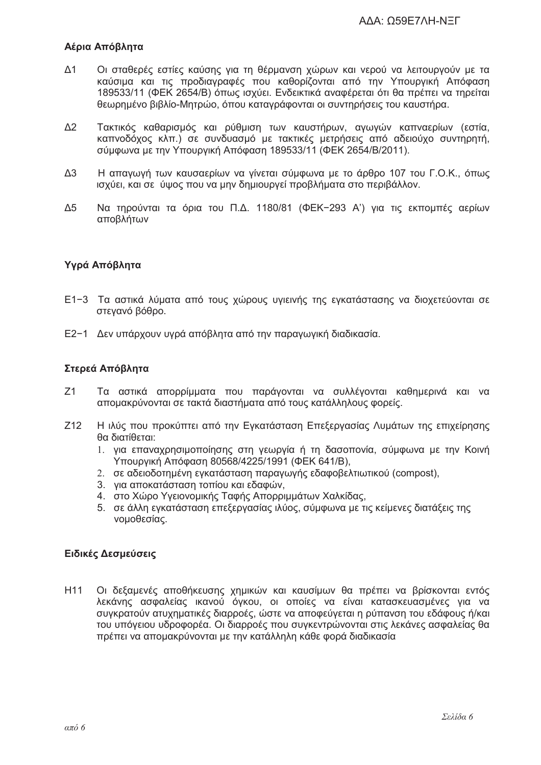### Αέρια Απόβλητα

Δ1 Οι σταθερές εστίες καύσης για τη θέρμανση χώρων και νερού να λειτουργούν με τα καύσιμα και τις προδιαγραφές που καθορίζονται από την Υπουργική Απόφαση 189533/11 (ΦΕΚ 2654/Β) όπως ισχύει. Ενδεικτικά αναφέρεται ότι θα πρέπει να τηρείται θεωρημένο βιβλίο-Μητρώο, όπου καταγράφονται οι συντηρήσεις του καυστήρα.

Δ2 Τακτικός καθαρισμός και ρύθμιση των καυστήρων, αγωγών καπναερίων (εστία, καπνοδόχος κλπ.) σε συνδυασμό με τακτικές μετρήσεις από αδειούχο συντηρητή, σύμφωνα με την Υπουργική Απόφαση 189533/11 (ΦΕΚ 2654/Β/2011).

Δ3 Η απαγωγή των καυσαερίων να γίνεται σύμφωνα με το άρθρο 107 του Γ.Ο.Κ., όπως ισχύει, και σε ύψος που να μην δημιουργεί προβλήματα στο περιβάλλον.

Δ5 Να τηρούνται τα όρια του Π.Δ. 1180/81 (ΦΕΚ−293 Α') για τις εκπομπές αερίων αποβλήτων

### Υγρά Απόβλητα

Ε1−3 Τα αστικά λύματα από τους χώρους υγιεινής της εγκατάστασης να διοχετεύονται σε στεγανό βόθρο.

Ε2−1 Δεν υπάρχουν υγρά απόβλητα από την παραγωγική διαδικασία.

### Στερεά Απόβλητα

Ζ1 Τα αστικά απορρίμματα που παράγονται να συλλέγονται καθημερινά και να απομακρύνονται σε τακτά διαστήματα από τους κατάλληλους φορείς.

Ζ12 Η ιλύς που προκύπτει από την Εγκατάσταση Επεξεργασίας Λυμάτων της επιχείρησης θα διατίθεται:

1. για επαναχρησιμοποίησης στη γεωργία ή τη δασοπονία, σύμφωνα με την Κοινή Υπουργική Απόφαση 80568/4225/1991 (ΦΕΚ 641/Β),
2. σε αδειοδοτημένη εγκατάσταση παραγωγής εδαφοβελτιωτικού (compost),
3. για αποκατάσταση τοπίου και εδαφών,
4. στο Χώρο Υγειονομικής Ταφής Απορριμμάτων Χαλκίδας,
5. σε άλλη εγκατάσταση επεξεργασίας ιλύος, σύμφωνα με τις κείμενες διατάξεις της νομοθεσίας.

### Ειδικές Δεσμεύσεις

Η11 Οι δεξαμενές αποθήκευσης χημικών και καυσίμων θα πρέπει να βρίσκονται εντός λεκάνης ασφαλείας ικανού όγκου, οι οποίες να είναι κατασκευασμένες για να συγκρατούν ατυχηματικές διαρροές, ώστε να αποφεύγεται η ρύπανση του εδάφους ή/και του υπόγειου υδροφορέα. Οι διαρροές που συγκεντρώνονται στις λεκάνες ασφαλείας θα πρέπει να απομακρύνονται με την κατάλληλη κάθε φορά διαδικασία